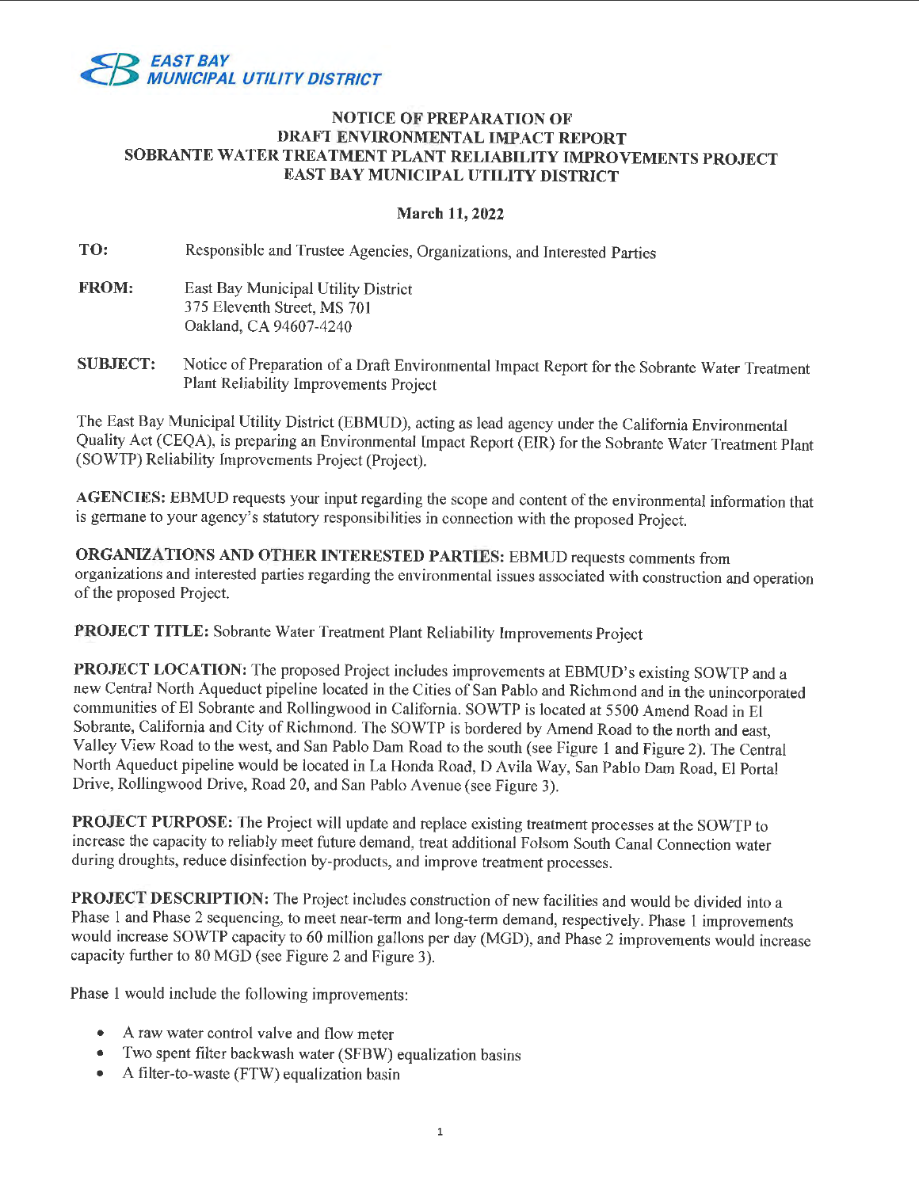**EAST BAY MUNICIPAL UTILITY DISTRICT**

# NOTICE OF PREPARATION OF DRAFT ENVIRONMENTAL IMPACT REPORT SOBRANTE WATER TREATMENT PLANT RELIABILITY IMPROVEMENTS PROJECT EAST BAY MUNICIPAL UTILITY DISTRICT

**March 11, 2022**

**TO:** Responsible and Trustee Agencies, Organizations, and Interested Parties

**FROM:** East Bay Municipal Utility District
375 Eleventh Street, MS 701
Oakland, CA 94607-4240

**SUBJECT:** Notice of Preparation of a Draft Environmental Impact Report for the Sobrante Water Treatment Plant Reliability Improvements Project

The East Bay Municipal Utility District (EBMUD), acting as lead agency under the California Environmental Quality Act (CEQA), is preparing an Environmental Impact Report (EIR) for the Sobrante Water Treatment Plant (SOWTP) Reliability Improvements Project (Project).

**AGENCIES:** EBMUD requests your input regarding the scope and content of the environmental information that is germane to your agency's statutory responsibilities in connection with the proposed Project.

**ORGANIZATIONS AND OTHER INTERESTED PARTIES:** EBMUD requests comments from organizations and interested parties regarding the environmental issues associated with construction and operation of the proposed Project.

**PROJECT TITLE:** Sobrante Water Treatment Plant Reliability Improvements Project

**PROJECT LOCATION:** The proposed Project includes improvements at EBMUD's existing SOWTP and a new Central North Aqueduct pipeline located in the Cities of San Pablo and Richmond and in the unincorporated communities of El Sobrante and Rollingwood in California. SOWTP is located at 5500 Amend Road in El Sobrante, California and City of Richmond. The SOWTP is bordered by Amend Road to the north and east, Valley View Road to the west, and San Pablo Dam Road to the south (see Figure 1 and Figure 2). The Central North Aqueduct pipeline would be located in La Honda Road, D Avila Way, San Pablo Dam Road, El Portal Drive, Rollingwood Drive, Road 20, and San Pablo Avenue (see Figure 3).

**PROJECT PURPOSE:** The Project will update and replace existing treatment processes at the SOWTP to increase the capacity to reliably meet future demand, treat additional Folsom South Canal Connection water during droughts, reduce disinfection by-products, and improve treatment processes.

**PROJECT DESCRIPTION:** The Project includes construction of new facilities and would be divided into a Phase 1 and Phase 2 sequencing, to meet near-term and long-term demand, respectively. Phase 1 improvements would increase SOWTP capacity to 60 million gallons per day (MGD), and Phase 2 improvements would increase capacity further to 80 MGD (see Figure 2 and Figure 3).

Phase 1 would include the following improvements:

- A raw water control valve and flow meter
- Two spent filter backwash water (SFBW) equalization basins
- A filter-to-waste (FTW) equalization basin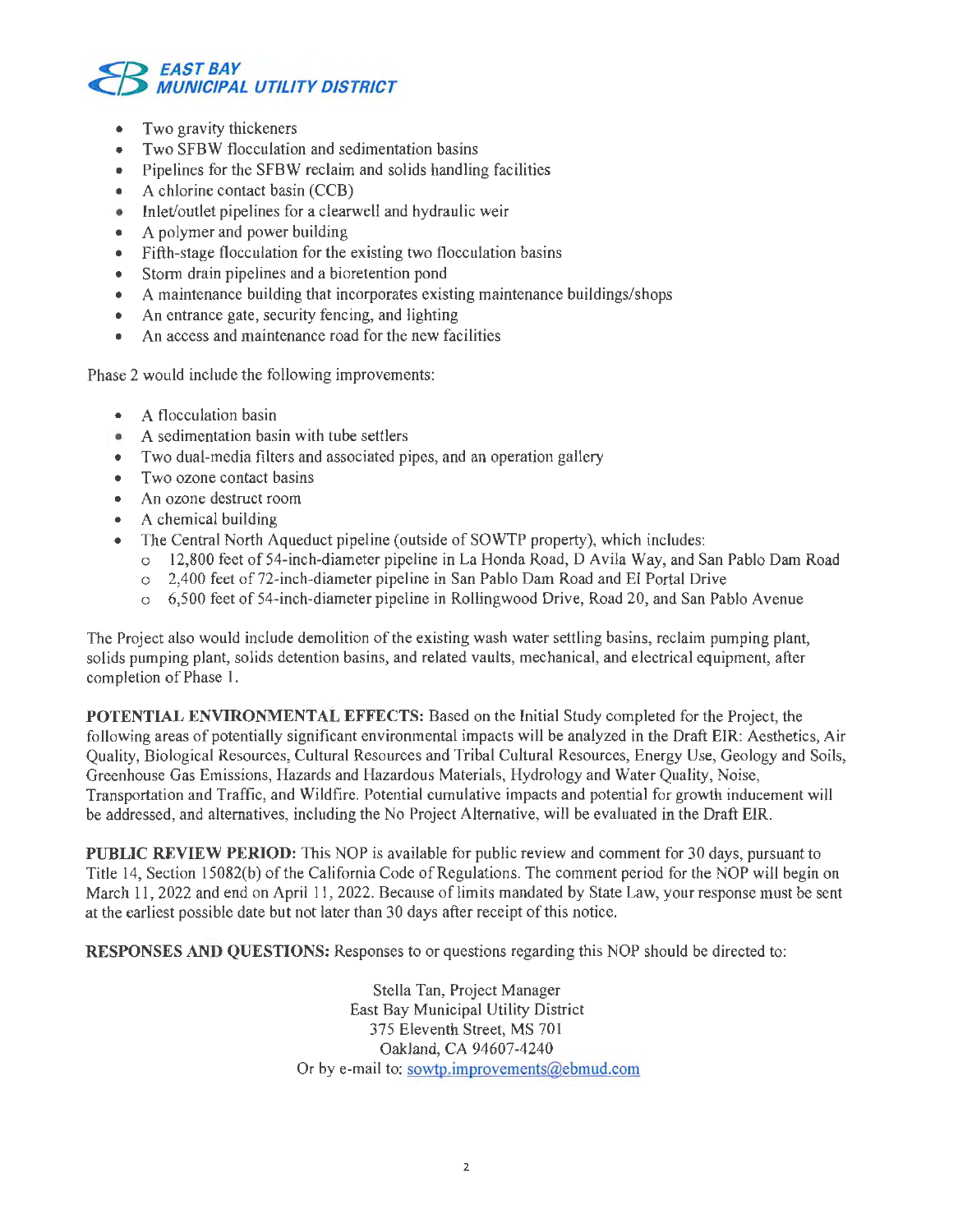- Two gravity thickeners
- Two SFBW flocculation and sedimentation basins
- Pipelines for the SFBW reclaim and solids handling facilities
- A chlorine contact basin (CCB)
- Inlet/outlet pipelines for a clearwell and hydraulic weir
- A polymer and power building
- Fifth-stage flocculation for the existing two flocculation basins
- Storm drain pipelines and a bioretention pond
- A maintenance building that incorporates existing maintenance buildings/shops
- An entrance gate, security fencing, and lighting
- An access and maintenance road for the new facilities

Phase 2 would include the following improvements:

- A flocculation basin
- A sedimentation basin with tube settlers
- Two dual-media filters and associated pipes, and an operation gallery
- Two ozone contact basins
- An ozone destruct room
- A chemical building
- The Central North Aqueduct pipeline (outside of SOWTP property), which includes:
  - 12,800 feet of 54-inch-diameter pipeline in La Honda Road, D Avila Way, and San Pablo Dam Road
  - 2,400 feet of 72-inch-diameter pipeline in San Pablo Dam Road and El Portal Drive
  - 6,500 feet of 54-inch-diameter pipeline in Rollingwood Drive, Road 20, and San Pablo Avenue

The Project also would include demolition of the existing wash water settling basins, reclaim pumping plant, solids pumping plant, solids detention basins, and related vaults, mechanical, and electrical equipment, after completion of Phase 1.

**POTENTIAL ENVIRONMENTAL EFFECTS:** Based on the Initial Study completed for the Project, the following areas of potentially significant environmental impacts will be analyzed in the Draft EIR: Aesthetics, Air Quality, Biological Resources, Cultural Resources and Tribal Cultural Resources, Energy Use, Geology and Soils, Greenhouse Gas Emissions, Hazards and Hazardous Materials, Hydrology and Water Quality, Noise, Transportation and Traffic, and Wildfire. Potential cumulative impacts and potential for growth inducement will be addressed, and alternatives, including the No Project Alternative, will be evaluated in the Draft EIR.

**PUBLIC REVIEW PERIOD:** This NOP is available for public review and comment for 30 days, pursuant to Title 14, Section 15082(b) of the California Code of Regulations. The comment period for the NOP will begin on March 11, 2022 and end on April 11, 2022. Because of limits mandated by State Law, your response must be sent at the earliest possible date but not later than 30 days after receipt of this notice.

**RESPONSES AND QUESTIONS:** Responses to or questions regarding this NOP should be directed to:

Stella Tan, Project Manager
East Bay Municipal Utility District
375 Eleventh Street, MS 701
Oakland, CA 94607-4240
Or by e-mail to: sowtp.improvements@ebmud.com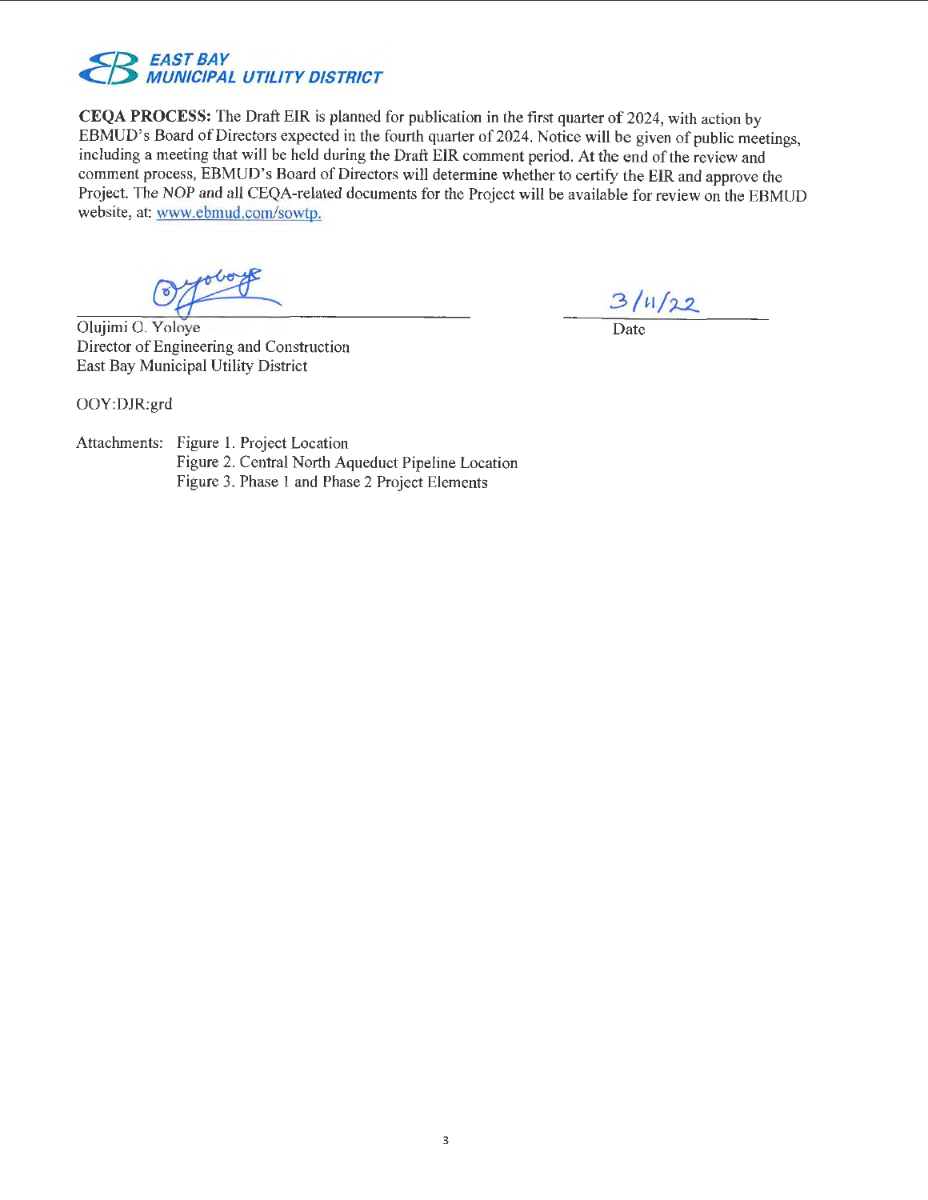**EAST BAY MUNICIPAL UTILITY DISTRICT**

**CEQA PROCESS:** The Draft EIR is planned for publication in the first quarter of 2024, with action by EBMUD's Board of Directors expected in the fourth quarter of 2024. Notice will be given of public meetings, including a meeting that will be held during the Draft EIR comment period. At the end of the review and comment process, EBMUD's Board of Directors will determine whether to certify the EIR and approve the Project. The NOP and all CEQA-related documents for the Project will be available for review on the EBMUD website, at: www.ebmud.com/sowtp.

Olujimi O. Yoloye
Director of Engineering and Construction
East Bay Municipal Utility District

Date: 3/11/22

OOY:DJR:grd

Attachments:
- Figure 1. Project Location
- Figure 2. Central North Aqueduct Pipeline Location
- Figure 3. Phase 1 and Phase 2 Project Elements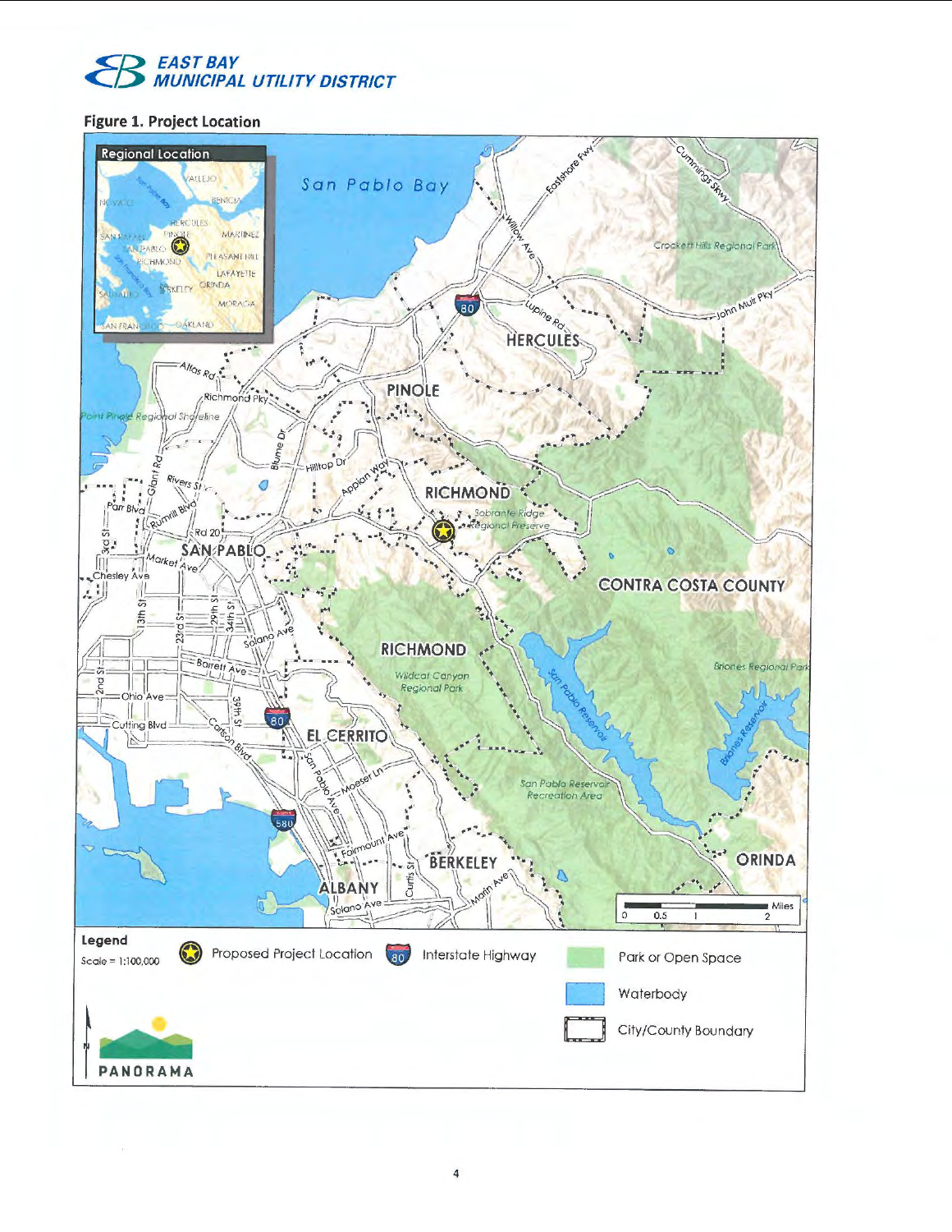EAST BAY MUNICIPAL UTILITY DISTRICT

**Figure 1. Project Location**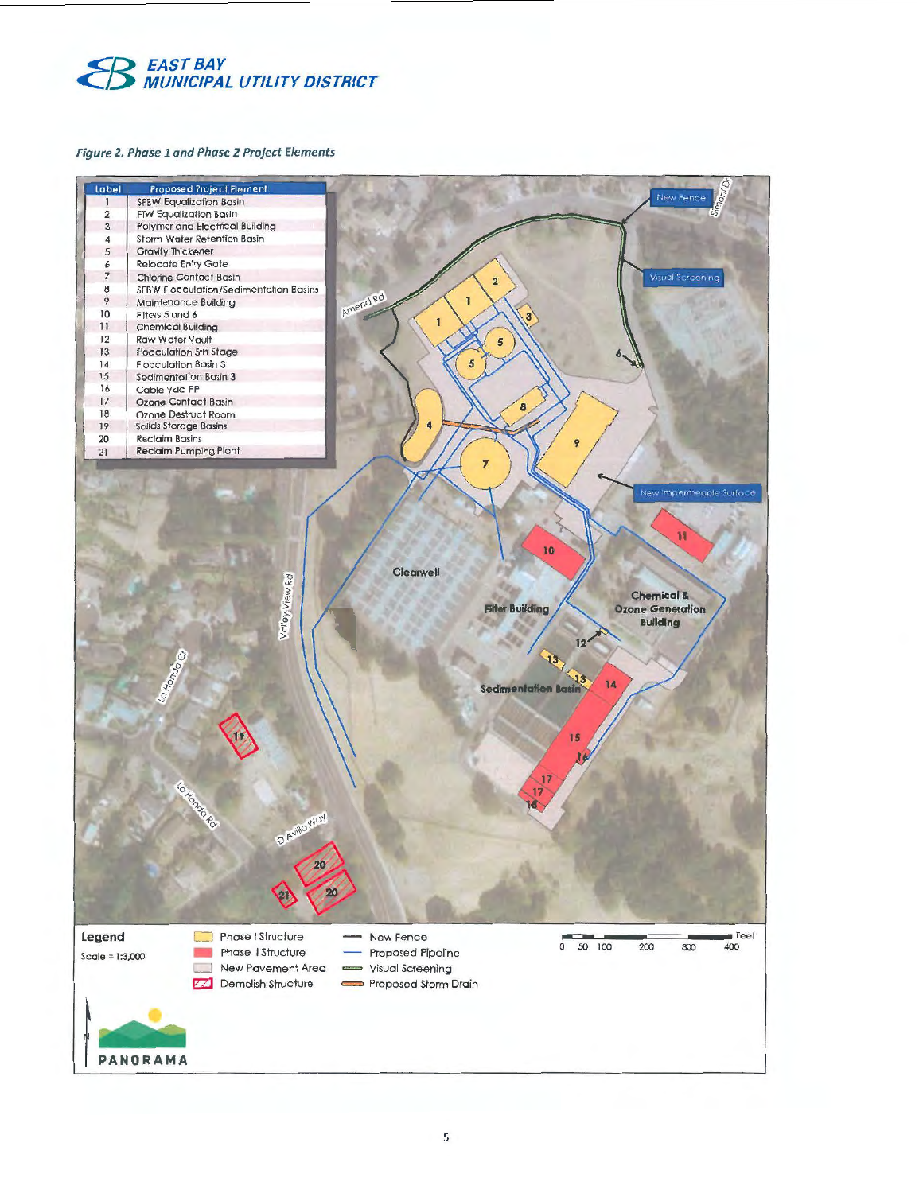*Figure 2. Phase 1 and Phase 2 Project Elements*

| Label | Proposed Project Element |
|---|---|
| 1 | SFBW Equalization Basin |
| 2 | FTW Equalization Basin |
| 3 | Polymer and Electrical Building |
| 4 | Storm Water Retention Basin |
| 5 | Gravity Thickener |
| 6 | Relocate Entry Gate |
| 7 | Chlorine Contact Basin |
| 8 | SFBW Flocculation/Sedimentation Basins |
| 9 | Maintenance Building |
| 10 | Filters 5 and 6 |
| 11 | Chemical Building |
| 12 | Raw Water Vault |
| 13 | Flocculation 5th Stage |
| 14 | Flocculation Basin 3 |
| 15 | Sedimentation Basin 3 |
| 16 | Cable Vac PP |
| 17 | Ozone Contact Basin |
| 18 | Ozone Destruct Room |
| 19 | Solids Storage Basins |
| 20 | Reclaim Basins |
| 21 | Reclaim Pumping Plant |

Legend

Scale = 1:3,000

- Phase I Structure
- Phase II Structure
- New Pavement Area
- Demolish Structure
- New Fence
- Proposed Pipeline
- Visual Screening
- Proposed Storm Drain

0 50 100 200 300 400 Feet

PANORAMA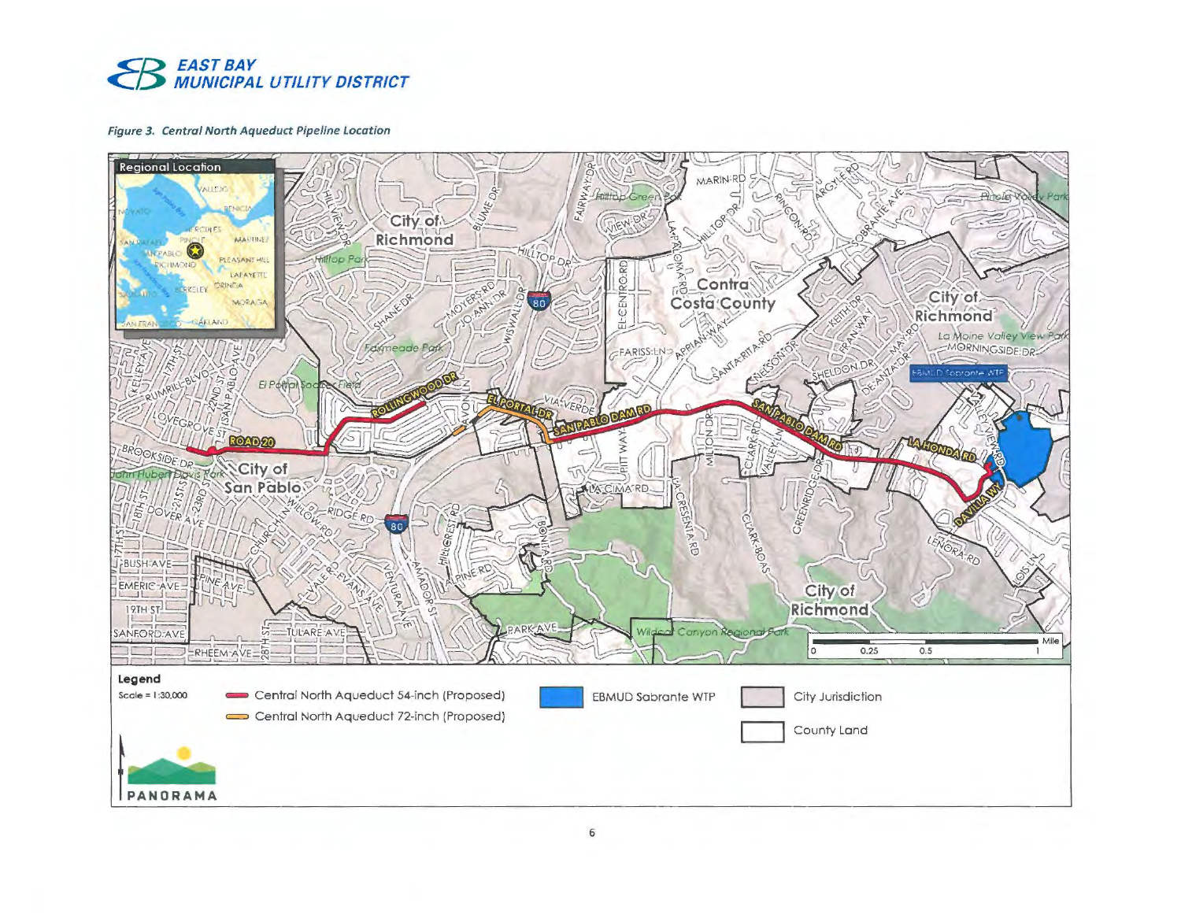*Figure 3. Central North Aqueduct Pipeline Location*

Legend

Scale = 1:30,000

Central North Aqueduct 54-inch (Proposed)

Central North Aqueduct 72-inch (Proposed)

EBMUD Sobrante WTP

City Jurisdiction

County Land

Mile

0 0.25 0.5 1